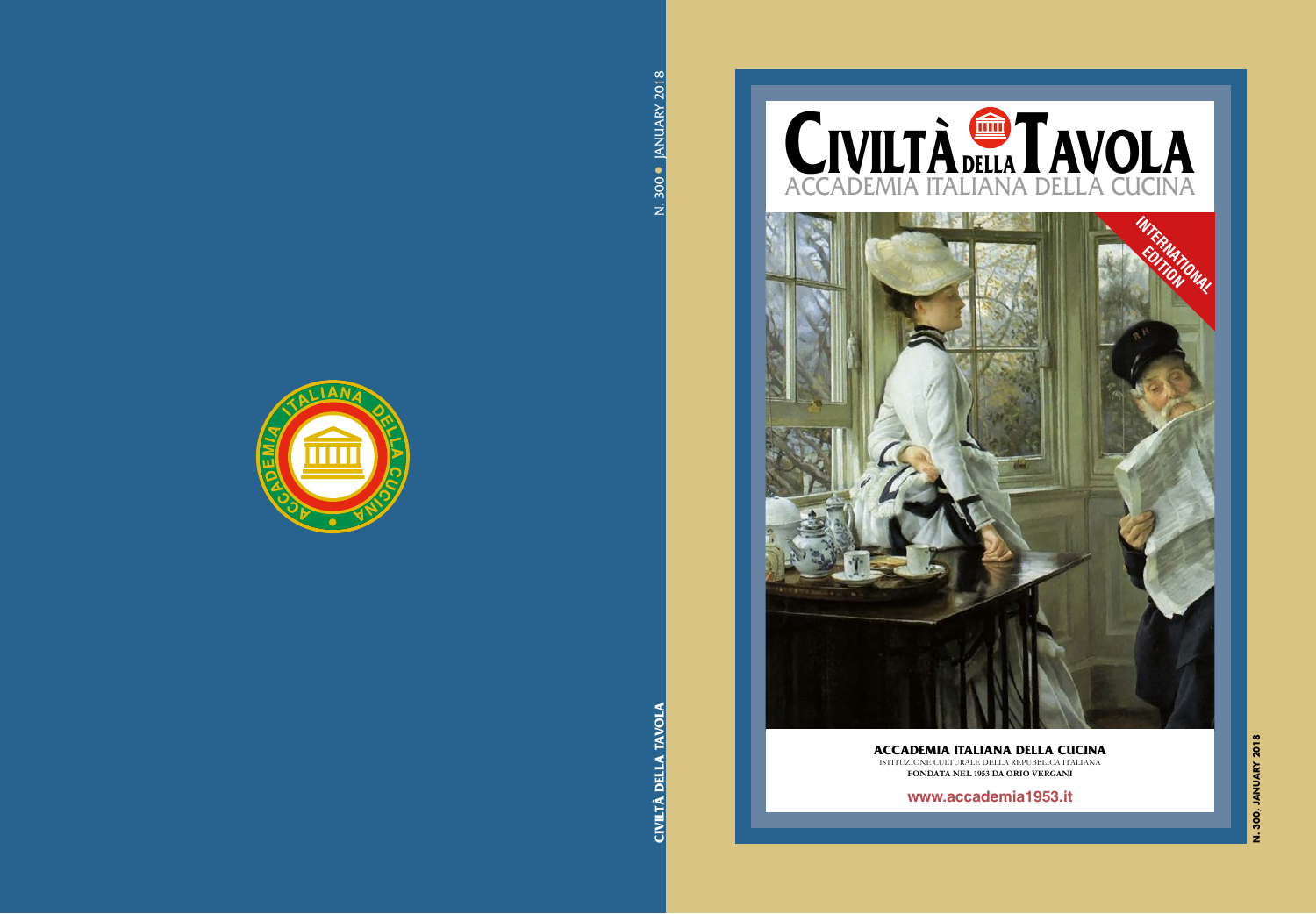N. 300 • JANUARY 2018

CIVILTÀ DELLA TAVOLA

# CIVILTÀ DELLA TAVOLA

ACCADEMIA ITALIANA DELLA CUCINA

INTERNATIONAL EDITION

**ACCADEMIA ITALIANA DELLA CUCINA**

ISTITUZIONE CULTURALE DELLA REPUBBLICA ITALIANA

**FONDATA NEL 1953 DA ORIO VERGANI**

**www.accademia1953.it**

**N. 300, JANUARY 2018**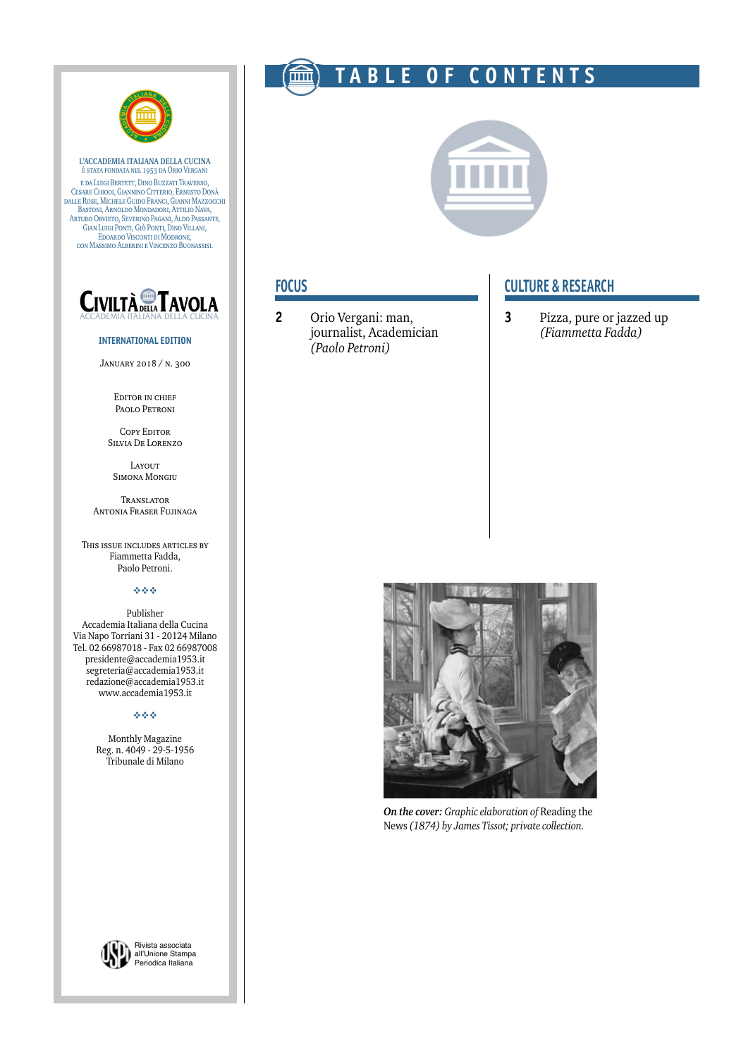L'ACCADEMIA ITALIANA DELLA CUCINA
È STATA FONDATA NEL 1953 DA ORIO VERGANI

E DA LUIGI BERTETT, DINO BUZZATI TRAVERSO, CESARE CHIODI, GIANNINO CITTERIO, ERNESTO DONÀ DALLE ROSE, MICHELE GUIDO FRANCI, GIANNI MAZZOCCHI BASTONI, ARNOLDO MONDADORI, ATTILIO NAVA, ARTURO ORVIETO, SEVERINO PAGANI, ALDO PASSANTE, GIAN LUIGI PONTI, GIÒ PONTI, DINO VILLANI, EDOARDO VISCONTI DI MODRONE, CON MASSIMO ALBERINI E VINCENZO BUONASSISI.

**CIVILTÀ DELLA TAVOLA**
ACCADEMIA ITALIANA DELLA CUCINA

**INTERNATIONAL EDITION**

JANUARY 2018 / N. 300

EDITOR IN CHIEF
PAOLO PETRONI

COPY EDITOR
SILVIA DE LORENZO

LAYOUT
SIMONA MONGIU

TRANSLATOR
ANTONIA FRASER FUJINAGA

THIS ISSUE INCLUDES ARTICLES BY
Fiammetta Fadda,
Paolo Petroni.

Publisher
Accademia Italiana della Cucina
Via Napo Torriani 31 - 20124 Milano
Tel. 02 66987018 - Fax 02 66987008
presidente@accademia1953.it
segreteria@accademia1953.it
redazione@accademia1953.it
www.accademia1953.it

Monthly Magazine
Reg. n. 4049 - 29-5-1956
Tribunale di Milano

Rivista associata all'Unione Stampa Periodica Italiana

# TABLE OF CONTENTS

## FOCUS

**2** Orio Vergani: man, journalist, Academician *(Paolo Petroni)*

## CULTURE & RESEARCH

**3** Pizza, pure or jazzed up *(Fiammetta Fadda)*

***On the cover:*** *Graphic elaboration of* Reading the News *(1874) by James Tissot; private collection.*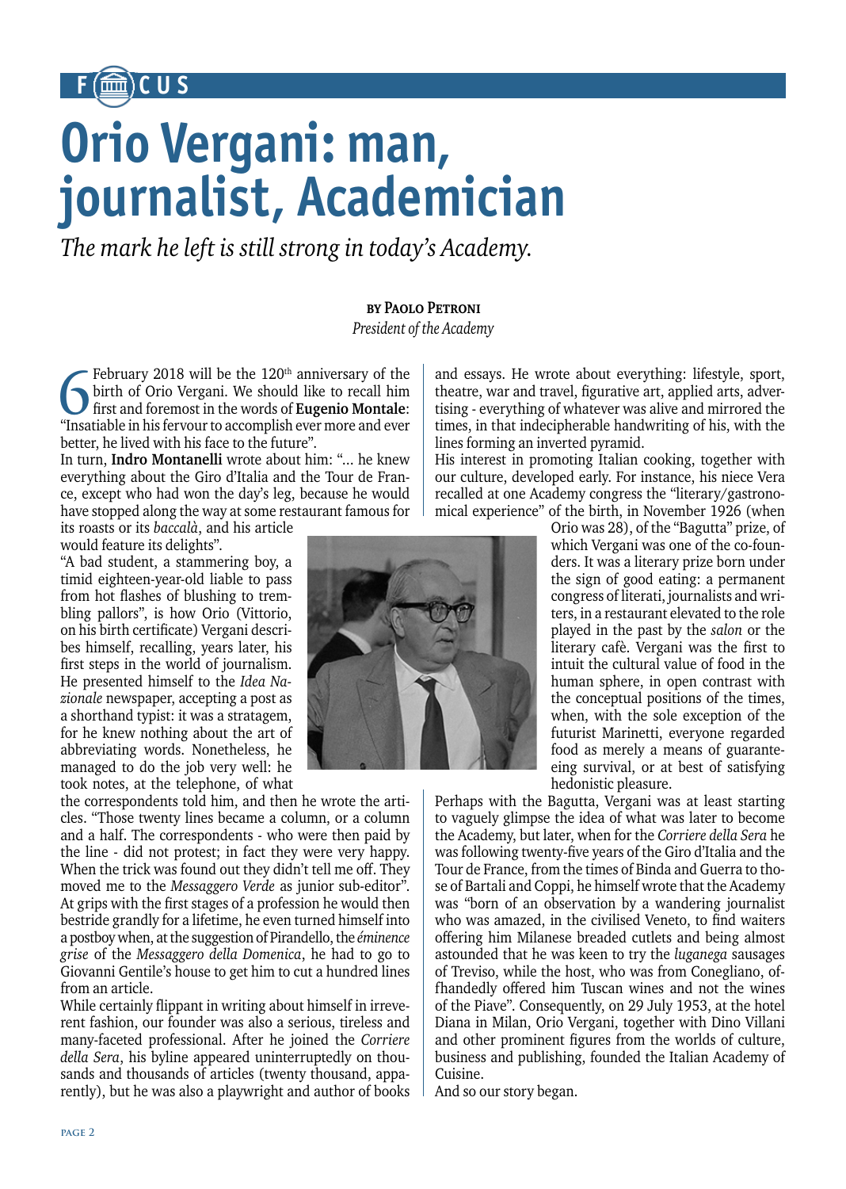FOCUS

# Orio Vergani: man, journalist, Academician

*The mark he left is still strong in today's Academy.*

**by Paolo Petroni**
*President of the Academy*

6 February 2018 will be the 120th anniversary of the birth of Orio Vergani. We should like to recall him first and foremost in the words of **Eugenio Montale**: "Insatiable in his fervour to accomplish ever more and ever better, he lived with his face to the future".

In turn, **Indro Montanelli** wrote about him: "... he knew everything about the Giro d'Italia and the Tour de France, except who had won the day's leg, because he would have stopped along the way at some restaurant famous for its roasts or its *baccalà*, and his article would feature its delights".

"A bad student, a stammering boy, a timid eighteen-year-old liable to pass from hot flashes of blushing to trembling pallors", is how Orio (Vittorio, on his birth certificate) Vergani describes himself, recalling, years later, his first steps in the world of journalism. He presented himself to the *Idea Nazionale* newspaper, accepting a post as a shorthand typist: it was a stratagem, for he knew nothing about the art of abbreviating words. Nonetheless, he managed to do the job very well: he took notes, at the telephone, of what the correspondents told him, and then he wrote the articles. "Those twenty lines became a column, or a column and a half. The correspondents - who were then paid by the line - did not protest; in fact they were very happy. When the trick was found out they didn't tell me off. They moved me to the *Messaggero Verde* as junior sub-editor". At grips with the first stages of a profession he would then bestride grandly for a lifetime, he even turned himself into a postboy when, at the suggestion of Pirandello, the *éminence grise* of the *Messaggero della Domenica*, he had to go to Giovanni Gentile's house to get him to cut a hundred lines from an article.

While certainly flippant in writing about himself in irreverent fashion, our founder was also a serious, tireless and many-faceted professional. After he joined the *Corriere della Sera*, his byline appeared uninterruptedly on thousands and thousands of articles (twenty thousand, apparently), but he was also a playwright and author of books and essays. He wrote about everything: lifestyle, sport, theatre, war and travel, figurative art, applied arts, advertising - everything of whatever was alive and mirrored the times, in that indecipherable handwriting of his, with the lines forming an inverted pyramid.

His interest in promoting Italian cooking, together with our culture, developed early. For instance, his niece Vera recalled at one Academy congress the "literary/gastronomical experience" of the birth, in November 1926 (when Orio was 28), of the "Bagutta" prize, of which Vergani was one of the co-founders. It was a literary prize born under the sign of good eating: a permanent congress of literati, journalists and writers, in a restaurant elevated to the role played in the past by the *salon* or the literary cafè. Vergani was the first to intuit the cultural value of food in the human sphere, in open contrast with the conceptual positions of the times, when, with the sole exception of the futurist Marinetti, everyone regarded food as merely a means of guaranteeing survival, or at best of satisfying hedonistic pleasure.

Perhaps with the Bagutta, Vergani was at least starting to vaguely glimpse the idea of what was later to become the Academy, but later, when for the *Corriere della Sera* he was following twenty-five years of the Giro d'Italia and the Tour de France, from the times of Binda and Guerra to those of Bartali and Coppi, he himself wrote that the Academy was "born of an observation by a wandering journalist who was amazed, in the civilised Veneto, to find waiters offering him Milanese breaded cutlets and being almost astounded that he was keen to try the *luganega* sausages of Treviso, while the host, who was from Conegliano, offhandedly offered him Tuscan wines and not the wines of the Piave". Consequently, on 29 July 1953, at the hotel Diana in Milan, Orio Vergani, together with Dino Villani and other prominent figures from the worlds of culture, business and publishing, founded the Italian Academy of Cuisine.

And so our story began.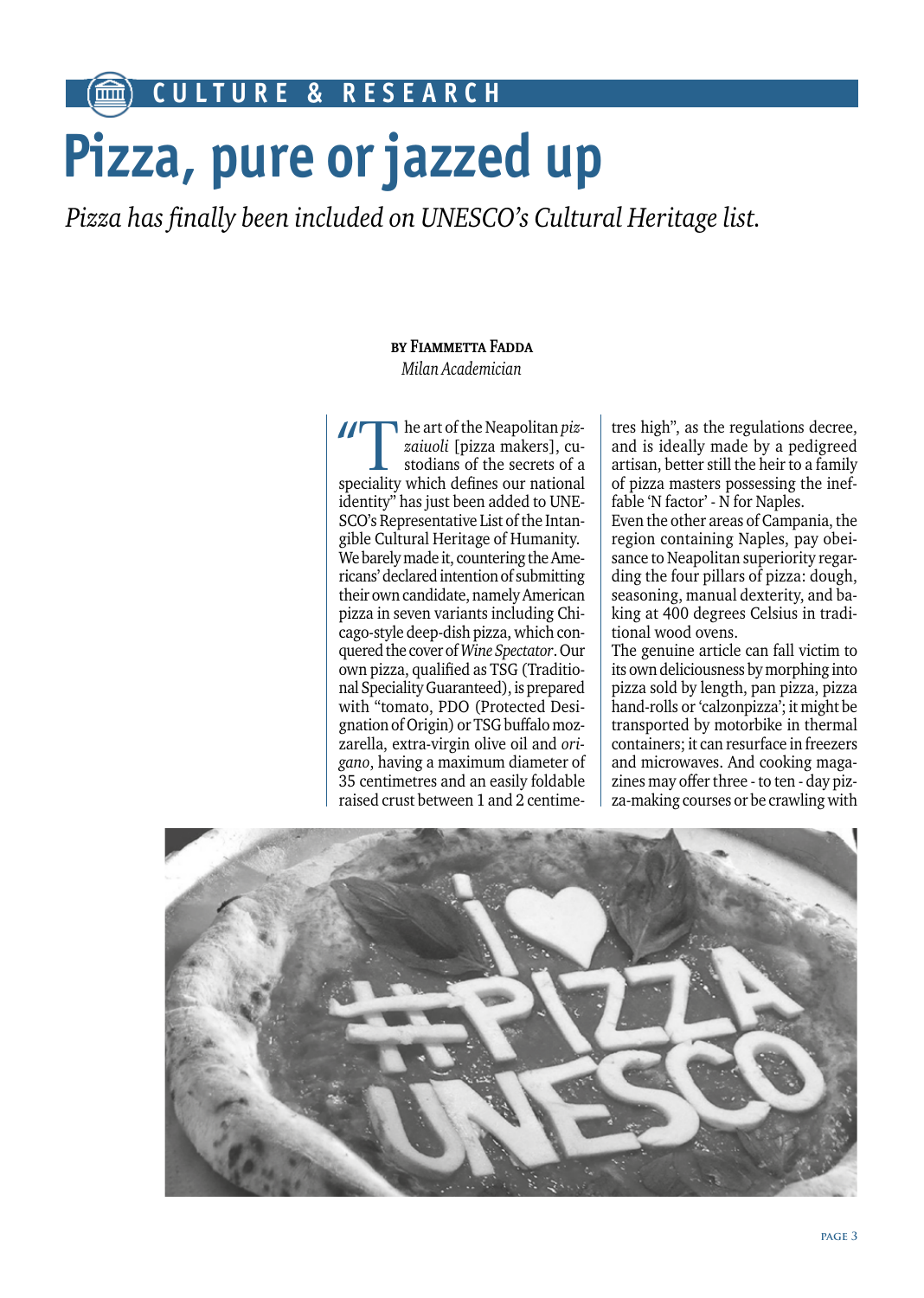CULTURE & RESEARCH

# Pizza, pure or jazzed up

*Pizza has finally been included on UNESCO's Cultural Heritage list.*

**BY FIAMMETTA FADDA**
*Milan Academician*

"The art of the Neapolitan *pizzaiuoli* [pizza makers], custodians of the secrets of a speciality which defines our national identity" has just been added to UNESCO's Representative List of the Intangible Cultural Heritage of Humanity. We barely made it, countering the Americans' declared intention of submitting their own candidate, namely American pizza in seven variants including Chicago-style deep-dish pizza, which conquered the cover of *Wine Spectator*. Our own pizza, qualified as TSG (Traditional Speciality Guaranteed), is prepared with "tomato, PDO (Protected Designation of Origin) or TSG buffalo mozzarella, extra-virgin olive oil and *origano*, having a maximum diameter of 35 centimetres and an easily foldable raised crust between 1 and 2 centimetres high", as the regulations decree, and is ideally made by a pedigreed artisan, better still the heir to a family of pizza masters possessing the ineffable 'N factor' - N for Naples.

Even the other areas of Campania, the region containing Naples, pay obeisance to Neapolitan superiority regarding the four pillars of pizza: dough, seasoning, manual dexterity, and baking at 400 degrees Celsius in traditional wood ovens.

The genuine article can fall victim to its own deliciousness by morphing into pizza sold by length, pan pizza, pizza hand-rolls or 'calzonpizza'; it might be transported by motorbike in thermal containers; it can resurface in freezers and microwaves. And cooking magazines may offer three - to ten - day pizza-making courses or be crawling with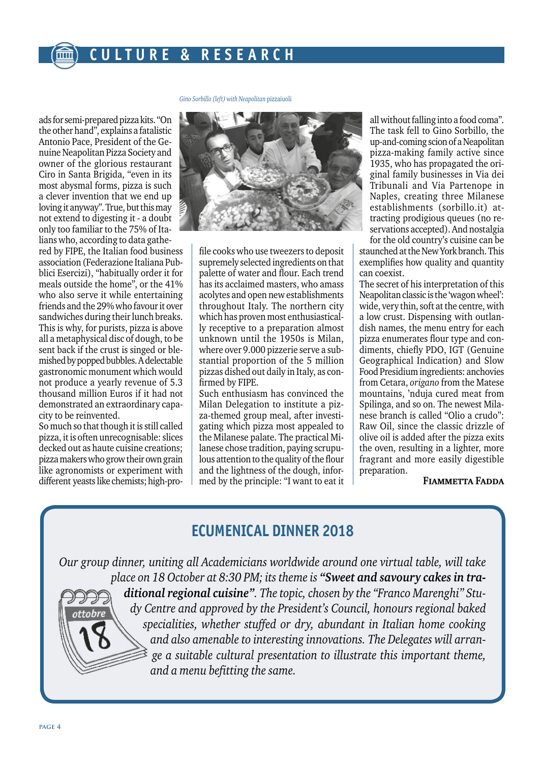ads for semi-prepared pizza kits. "On the other hand", explains a fatalistic Antonio Pace, President of the Genuine Neapolitan Pizza Society and owner of the glorious restaurant Ciro in Santa Brigida, "even in its most abysmal forms, pizza is such a clever invention that we end up loving it anyway". True, but this may not extend to digesting it - a doubt only too familiar to the 75% of Italians who, according to data gathered by FIPE, the Italian food business association (Federazione Italiana Pubblici Esercizi), "habitually order it for meals outside the home", or the 41% who also serve it while entertaining friends and the 29% who favour it over sandwiches during their lunch breaks. This is why, for purists, pizza is above all a metaphysical disc of dough, to be sent back if the crust is singed or blemished by popped bubbles. A delectable gastronomic monument which would not produce a yearly revenue of 5.3 thousand million Euros if it had not demonstrated an extraordinary capacity to be reinvented.

So much so that though it is still called pizza, it is often unrecognisable: slices decked out as haute cuisine creations; pizza makers who grow their own grain like agronomists or experiment with different yeasts like chemists; high-profile cooks who use tweezers to deposit supremely selected ingredients on that palette of water and flour. Each trend has its acclaimed masters, who amass acolytes and open new establishments throughout Italy. The northern city which has proven most enthusiastically receptive to a preparation almost unknown until the 1950s is Milan, where over 9.000 pizzerie serve a substantial proportion of the 5 million pizzas dished out daily in Italy, as confirmed by FIPE.

*Gino Sorbillo (left) with Neapolitan* pizzaiuoli

Such enthusiasm has convinced the Milan Delegation to institute a pizza-themed group meal, after investigating which pizza most appealed to the Milanese palate. The practical Milanese chose tradition, paying scrupulous attention to the quality of the flour and the lightness of the dough, informed by the principle: "I want to eat it all without falling into a food coma". The task fell to Gino Sorbillo, the up-and-coming scion of a Neapolitan pizza-making family active since 1935, who has propagated the original family businesses in Via dei Tribunali and Via Partenope in Naples, creating three Milanese establishments (sorbillo.it) attracting prodigious queues (no reservations accepted). And nostalgia for the old country's cuisine can be staunched at the New York branch. This exemplifies how quality and quantity can coexist.

The secret of his interpretation of this Neapolitan classic is the 'wagon wheel': wide, very thin, soft at the centre, with a low crust. Dispensing with outlandish names, the menu entry for each pizza enumerates flour type and condiments, chiefly PDO, IGT (Genuine Geographical Indication) and Slow Food Presidium ingredients: anchovies from Cetara, *origano* from the Matese mountains, 'nduja cured meat from Spilinga, and so on. The newest Milanese branch is called "Olio a crudo": Raw Oil, since the classic drizzle of olive oil is added after the pizza exits the oven, resulting in a lighter, more fragrant and more easily digestible preparation.

**Fiammetta Fadda**

## ECUMENICAL DINNER 2018

*Our group dinner, uniting all Academicians worldwide around one virtual table, will take place on 18 October at 8:30 PM; its theme is* ***"Sweet and savoury cakes in traditional regional cuisine"****. The topic, chosen by the "Franco Marenghi" Study Centre and approved by the President's Council, honours regional baked specialities, whether stuffed or dry, abundant in Italian home cooking and also amenable to interesting innovations. The Delegates will arrange a suitable cultural presentation to illustrate this important theme, and a menu befitting the same.*